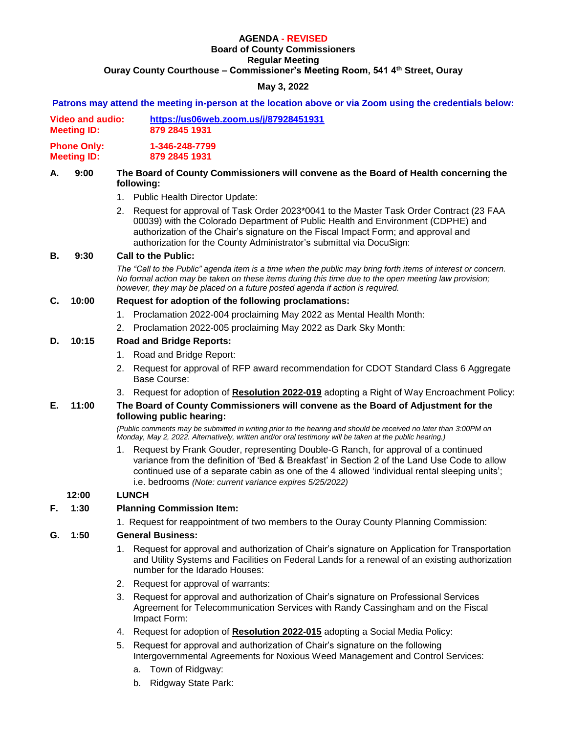# AGENDA - REVISED

## Board of County Commissioners
## Regular Meeting
## Ouray County Courthouse – Commissioner's Meeting Room, 541 4th Street, Ouray

**May 3, 2022**

**Patrons may attend the meeting in-person at the location above or via Zoom using the credentials below:**

**Video and audio:** **https://us06web.zoom.us/j/87928451931**
**Meeting ID:** **879 2845 1931**

**Phone Only:** **1-346-248-7799**
**Meeting ID:** **879 2845 1931**

**A. 9:00 The Board of County Commissioners will convene as the Board of Health concerning the following:**

1. Public Health Director Update:
2. Request for approval of Task Order 2023*0041 to the Master Task Order Contract (23 FAA 00039) with the Colorado Department of Public Health and Environment (CDPHE) and authorization of the Chair's signature on the Fiscal Impact Form; and approval and authorization for the County Administrator's submittal via DocuSign:

**B. 9:30 Call to the Public:**

*The "Call to the Public" agenda item is a time when the public may bring forth items of interest or concern. No formal action may be taken on these items during this time due to the open meeting law provision; however, they may be placed on a future posted agenda if action is required.*

**C. 10:00 Request for adoption of the following proclamations:**

1. Proclamation 2022-004 proclaiming May 2022 as Mental Health Month:
2. Proclamation 2022-005 proclaiming May 2022 as Dark Sky Month:

**D. 10:15 Road and Bridge Reports:**

1. Road and Bridge Report:
2. Request for approval of RFP award recommendation for CDOT Standard Class 6 Aggregate Base Course:
3. Request for adoption of **Resolution 2022-019** adopting a Right of Way Encroachment Policy:

**E. 11:00 The Board of County Commissioners will convene as the Board of Adjustment for the following public hearing:**

*(Public comments may be submitted in writing prior to the hearing and should be received no later than 3:00PM on Monday, May 2, 2022. Alternatively, written and/or oral testimony will be taken at the public hearing.)*

1. Request by Frank Gouder, representing Double-G Ranch, for approval of a continued variance from the definition of 'Bed & Breakfast' in Section 2 of the Land Use Code to allow continued use of a separate cabin as one of the 4 allowed 'individual rental sleeping units'; i.e. bedrooms *(Note: current variance expires 5/25/2022)*

**12:00 LUNCH**

**F. 1:30 Planning Commission Item:**

1. Request for reappointment of two members to the Ouray County Planning Commission:

**G. 1:50 General Business:**

1. Request for approval and authorization of Chair's signature on Application for Transportation and Utility Systems and Facilities on Federal Lands for a renewal of an existing authorization number for the Idarado Houses:
2. Request for approval of warrants:
3. Request for approval and authorization of Chair's signature on Professional Services Agreement for Telecommunication Services with Randy Cassingham and on the Fiscal Impact Form:
4. Request for adoption of **Resolution 2022-015** adopting a Social Media Policy:
5. Request for approval and authorization of Chair's signature on the following Intergovernmental Agreements for Noxious Weed Management and Control Services:
   a. Town of Ridgway:
   b. Ridgway State Park: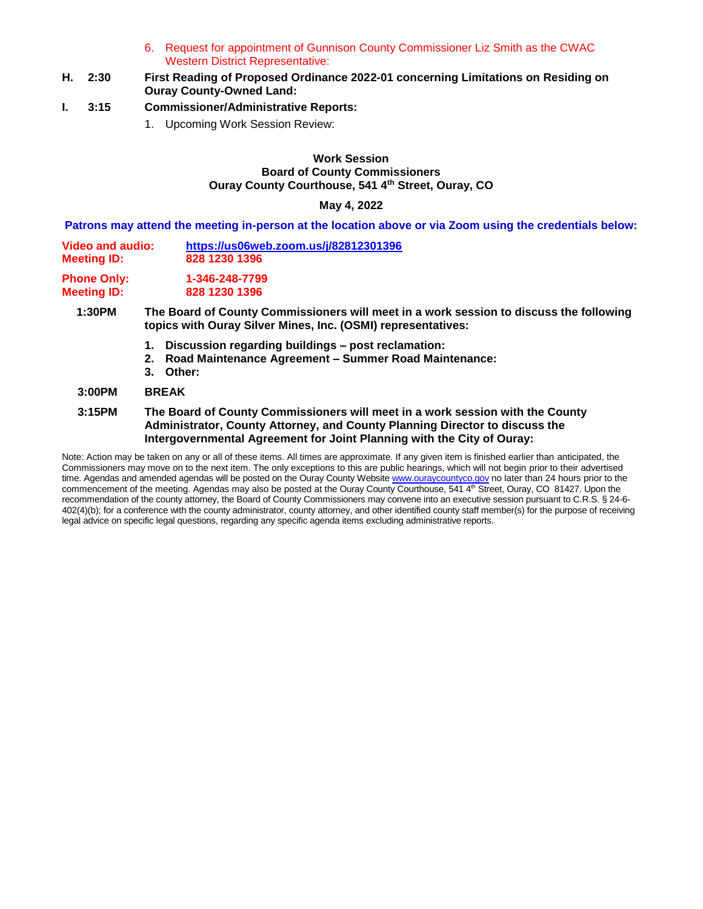6. Request for appointment of Gunnison County Commissioner Liz Smith as the CWAC Western District Representative:

**H. 2:30 First Reading of Proposed Ordinance 2022-01 concerning Limitations on Residing on Ouray County-Owned Land:**

**I. 3:15 Commissioner/Administrative Reports:**

1. Upcoming Work Session Review:

**Work Session**
**Board of County Commissioners**
**Ouray County Courthouse, 541 4th Street, Ouray, CO**

**May 4, 2022**

**Patrons may attend the meeting in-person at the location above or via Zoom using the credentials below:**

**Video and audio:** **https://us06web.zoom.us/j/82812301396**
**Meeting ID:** **828 1230 1396**

**Phone Only:** **1-346-248-7799**
**Meeting ID:** **828 1230 1396**

**1:30PM** **The Board of County Commissioners will meet in a work session to discuss the following topics with Ouray Silver Mines, Inc. (OSMI) representatives:**

1. **Discussion regarding buildings – post reclamation:**
2. **Road Maintenance Agreement – Summer Road Maintenance:**
3. **Other:**

**3:00PM** **BREAK**

**3:15PM** **The Board of County Commissioners will meet in a work session with the County Administrator, County Attorney, and County Planning Director to discuss the Intergovernmental Agreement for Joint Planning with the City of Ouray:**

Note: Action may be taken on any or all of these items. All times are approximate. If any given item is finished earlier than anticipated, the Commissioners may move on to the next item. The only exceptions to this are public hearings, which will not begin prior to their advertised time. Agendas and amended agendas will be posted on the Ouray County Website www.ouraycountyco.gov no later than 24 hours prior to the commencement of the meeting. Agendas may also be posted at the Ouray County Courthouse, 541 4th Street, Ouray, CO 81427. Upon the recommendation of the county attorney, the Board of County Commissioners may convene into an executive session pursuant to C.R.S. § 24-6-402(4)(b); for a conference with the county administrator, county attorney, and other identified county staff member(s) for the purpose of receiving legal advice on specific legal questions, regarding any specific agenda items excluding administrative reports.